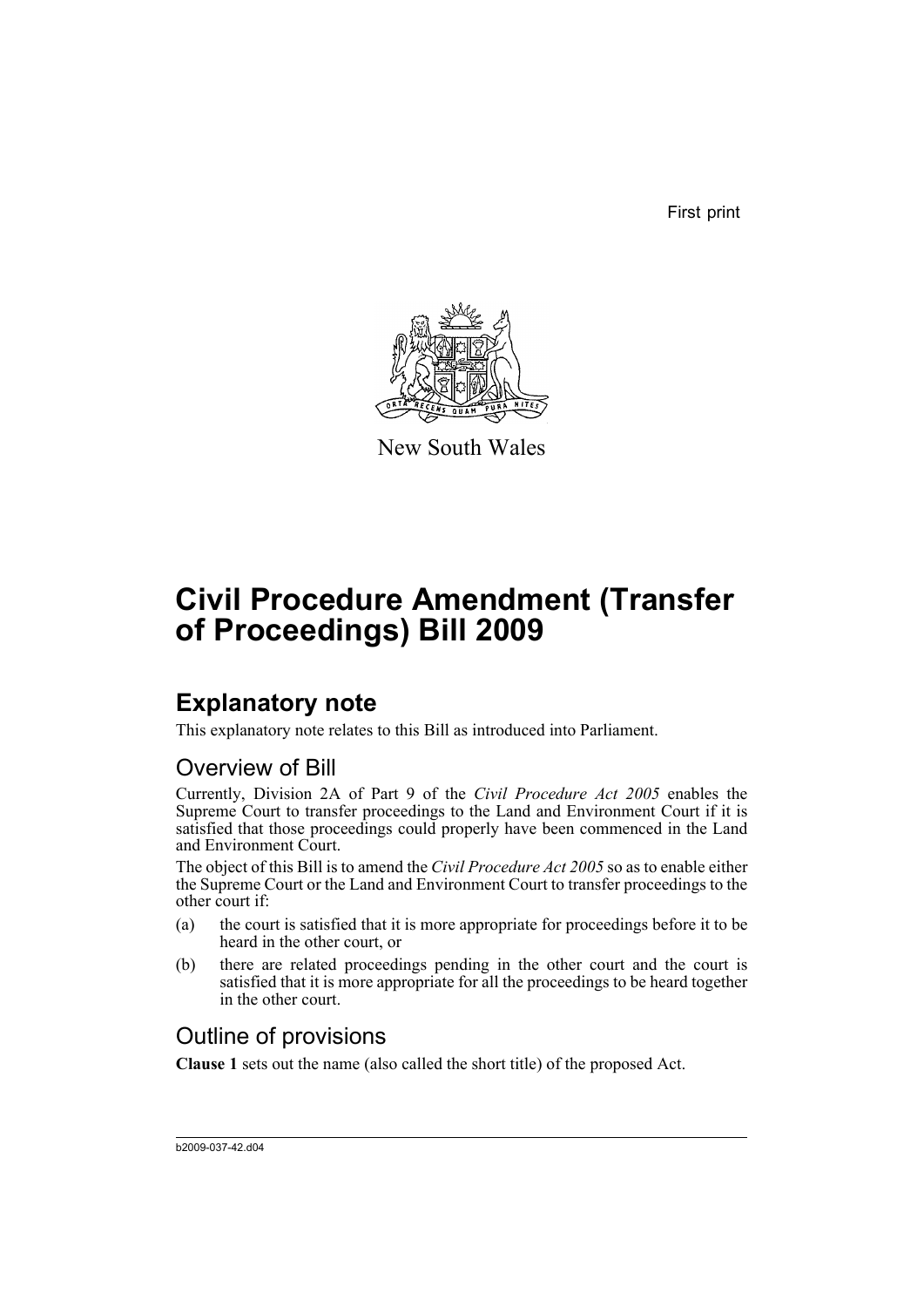First print

New South Wales

# Civil Procedure Amendment (Transfer of Proceedings) Bill 2009

## Explanatory note

This explanatory note relates to this Bill as introduced into Parliament.

### Overview of Bill

Currently, Division 2A of Part 9 of the *Civil Procedure Act 2005* enables the Supreme Court to transfer proceedings to the Land and Environment Court if it is satisfied that those proceedings could properly have been commenced in the Land and Environment Court.

The object of this Bill is to amend the *Civil Procedure Act 2005* so as to enable either the Supreme Court or the Land and Environment Court to transfer proceedings to the other court if:

(a) the court is satisfied that it is more appropriate for proceedings before it to be heard in the other court, or

(b) there are related proceedings pending in the other court and the court is satisfied that it is more appropriate for all the proceedings to be heard together in the other court.

### Outline of provisions

**Clause 1** sets out the name (also called the short title) of the proposed Act.

b2009-037-42.d04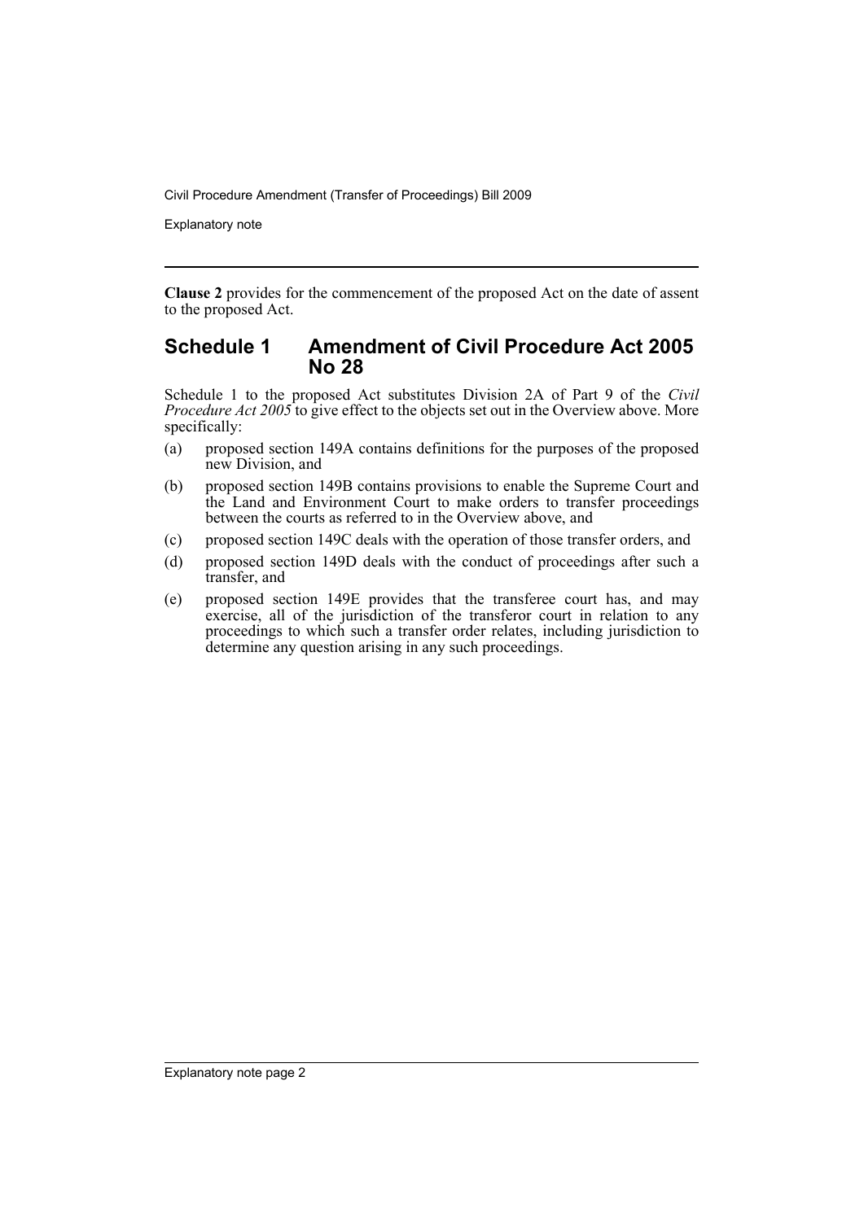**Clause 2** provides for the commencement of the proposed Act on the date of assent to the proposed Act.

## Schedule 1 Amendment of Civil Procedure Act 2005 No 28

Schedule 1 to the proposed Act substitutes Division 2A of Part 9 of the *Civil Procedure Act 2005* to give effect to the objects set out in the Overview above. More specifically:

(a) proposed section 149A contains definitions for the purposes of the proposed new Division, and

(b) proposed section 149B contains provisions to enable the Supreme Court and the Land and Environment Court to make orders to transfer proceedings between the courts as referred to in the Overview above, and

(c) proposed section 149C deals with the operation of those transfer orders, and

(d) proposed section 149D deals with the conduct of proceedings after such a transfer, and

(e) proposed section 149E provides that the transferee court has, and may exercise, all of the jurisdiction of the transferor court in relation to any proceedings to which such a transfer order relates, including jurisdiction to determine any question arising in any such proceedings.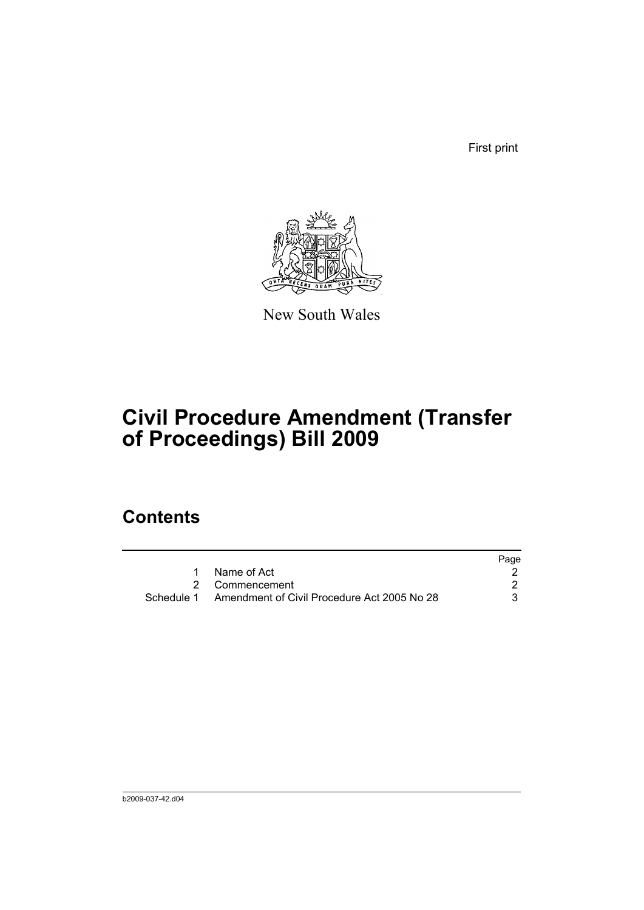First print

New South Wales

# Civil Procedure Amendment (Transfer of Proceedings) Bill 2009

## Contents

| | | Page |
|---|---|---|
| 1 | Name of Act | 2 |
| 2 | Commencement | 2 |
| Schedule 1 | Amendment of Civil Procedure Act 2005 No 28 | 3 |

b2009-037-42.d04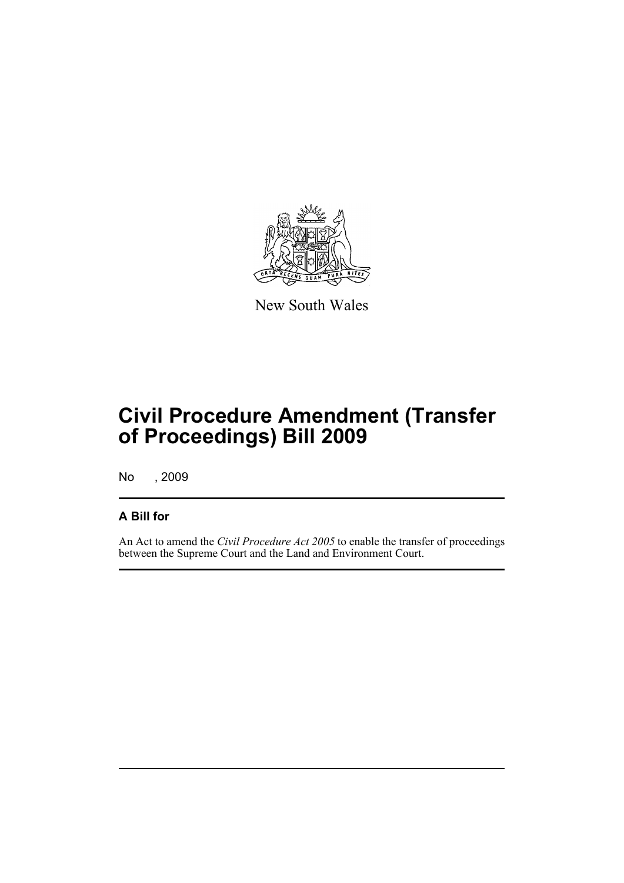New South Wales

# Civil Procedure Amendment (Transfer of Proceedings) Bill 2009

No , 2009

## A Bill for

An Act to amend the *Civil Procedure Act 2005* to enable the transfer of proceedings between the Supreme Court and the Land and Environment Court.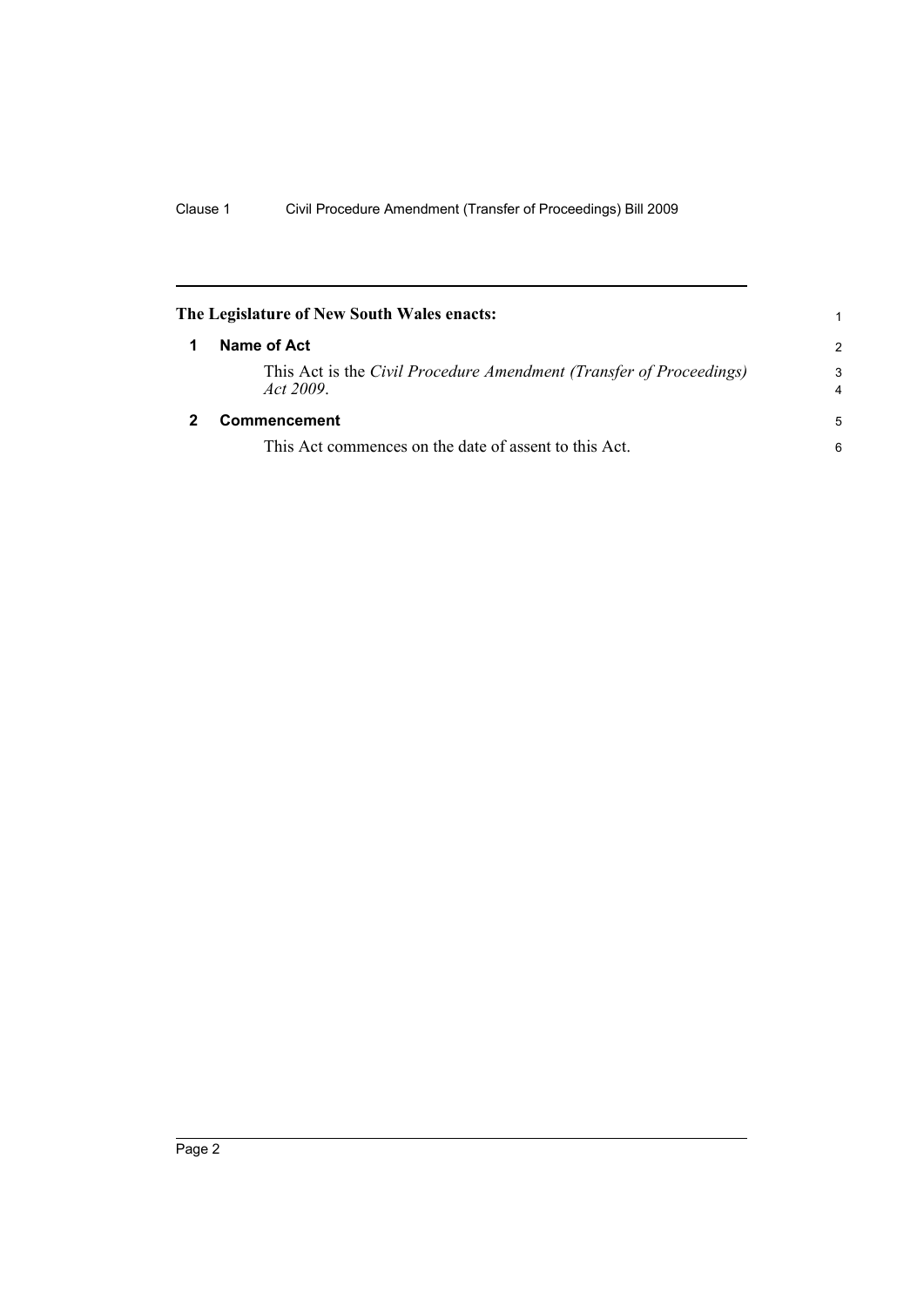**The Legislature of New South Wales enacts:**

## 1 Name of Act

This Act is the *Civil Procedure Amendment (Transfer of Proceedings) Act 2009*.

## 2 Commencement

This Act commences on the date of assent to this Act.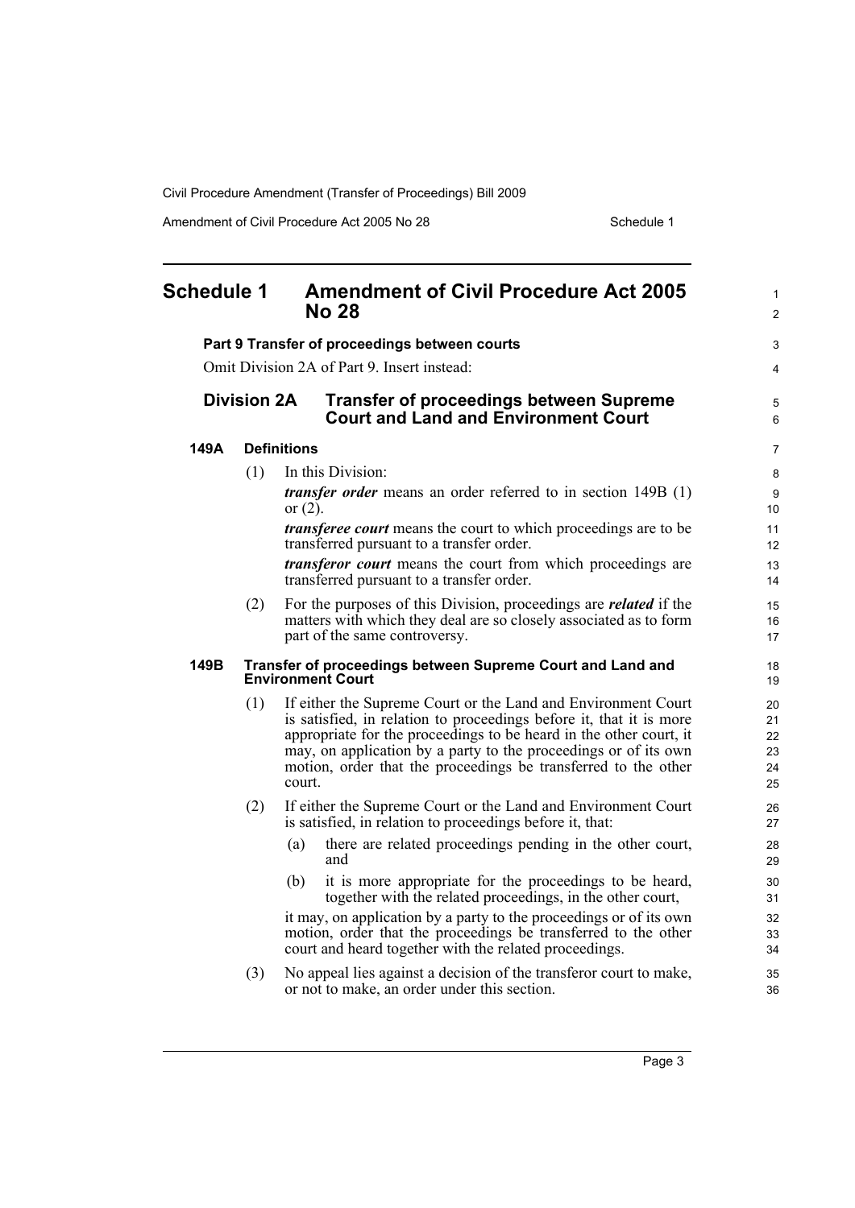# Schedule 1 Amendment of Civil Procedure Act 2005 No 28

**Part 9 Transfer of proceedings between courts**

Omit Division 2A of Part 9. Insert instead:

## Division 2A Transfer of proceedings between Supreme Court and Land and Environment Court

### 149A Definitions

(1) In this Division:

***transfer order*** means an order referred to in section 149B (1) or (2).

***transferee court*** means the court to which proceedings are to be transferred pursuant to a transfer order.

***transferor court*** means the court from which proceedings are transferred pursuant to a transfer order.

(2) For the purposes of this Division, proceedings are ***related*** if the matters with which they deal are so closely associated as to form part of the same controversy.

### 149B Transfer of proceedings between Supreme Court and Land and Environment Court

(1) If either the Supreme Court or the Land and Environment Court is satisfied, in relation to proceedings before it, that it is more appropriate for the proceedings to be heard in the other court, it may, on application by a party to the proceedings or of its own motion, order that the proceedings be transferred to the other court.

(2) If either the Supreme Court or the Land and Environment Court is satisfied, in relation to proceedings before it, that:

(a) there are related proceedings pending in the other court, and

(b) it is more appropriate for the proceedings to be heard, together with the related proceedings, in the other court,

it may, on application by a party to the proceedings or of its own motion, order that the proceedings be transferred to the other court and heard together with the related proceedings.

(3) No appeal lies against a decision of the transferor court to make, or not to make, an order under this section.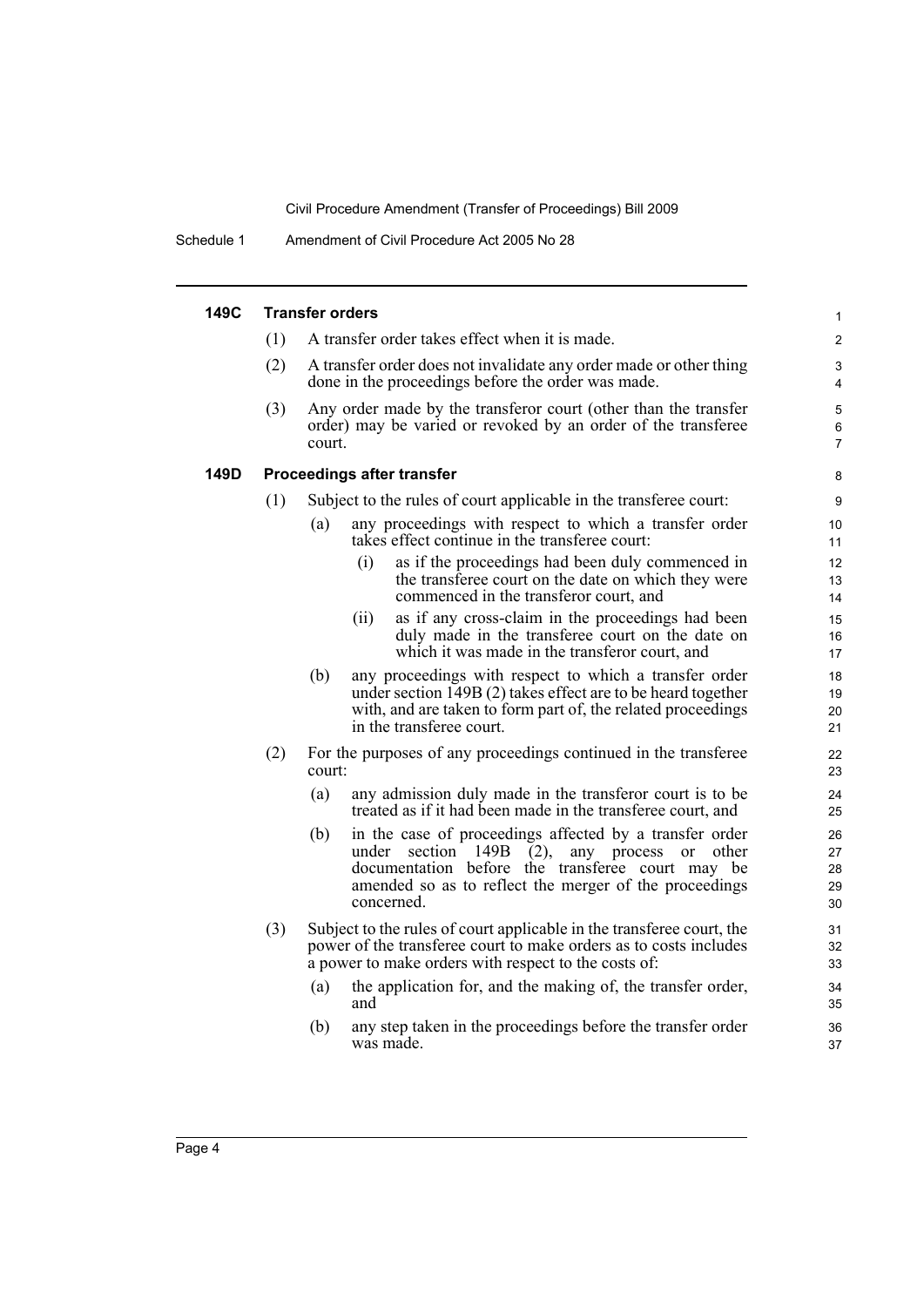### 149C Transfer orders

(1) A transfer order takes effect when it is made.

(2) A transfer order does not invalidate any order made or other thing done in the proceedings before the order was made.

(3) Any order made by the transferor court (other than the transfer order) may be varied or revoked by an order of the transferee court.

### 149D Proceedings after transfer

(1) Subject to the rules of court applicable in the transferee court:

- (a) any proceedings with respect to which a transfer order takes effect continue in the transferee court:
  - (i) as if the proceedings had been duly commenced in the transferee court on the date on which they were commenced in the transferor court, and
  - (ii) as if any cross-claim in the proceedings had been duly made in the transferee court on the date on which it was made in the transferor court, and
- (b) any proceedings with respect to which a transfer order under section 149B (2) takes effect are to be heard together with, and are taken to form part of, the related proceedings in the transferee court.

(2) For the purposes of any proceedings continued in the transferee court:

- (a) any admission duly made in the transferor court is to be treated as if it had been made in the transferee court, and
- (b) in the case of proceedings affected by a transfer order under section 149B (2), any process or other documentation before the transferee court may be amended so as to reflect the merger of the proceedings concerned.

(3) Subject to the rules of court applicable in the transferee court, the power of the transferee court to make orders as to costs includes a power to make orders with respect to the costs of:

- (a) the application for, and the making of, the transfer order, and
- (b) any step taken in the proceedings before the transfer order was made.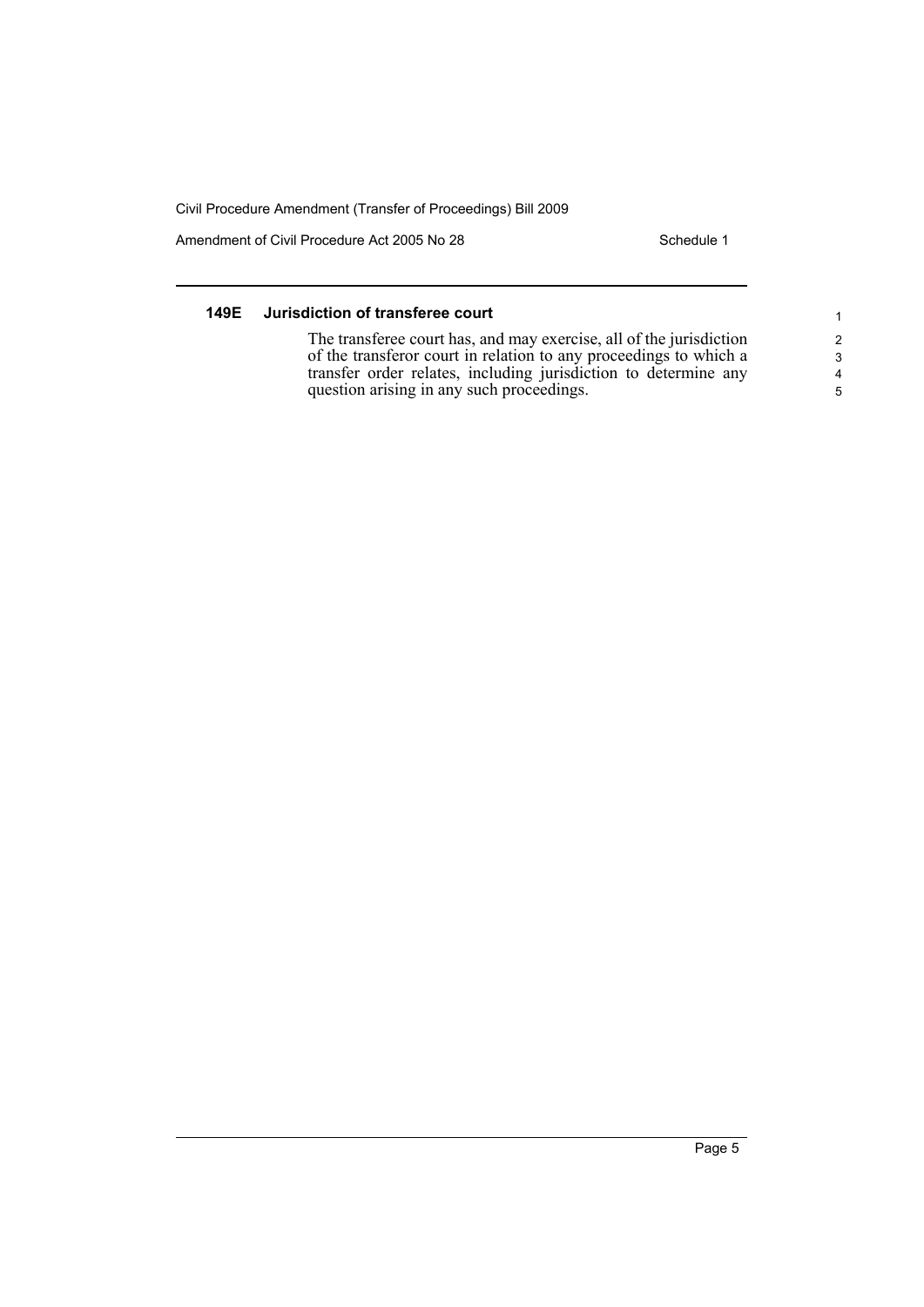### 149E Jurisdiction of transferee court

The transferee court has, and may exercise, all of the jurisdiction of the transferor court in relation to any proceedings to which a transfer order relates, including jurisdiction to determine any question arising in any such proceedings.